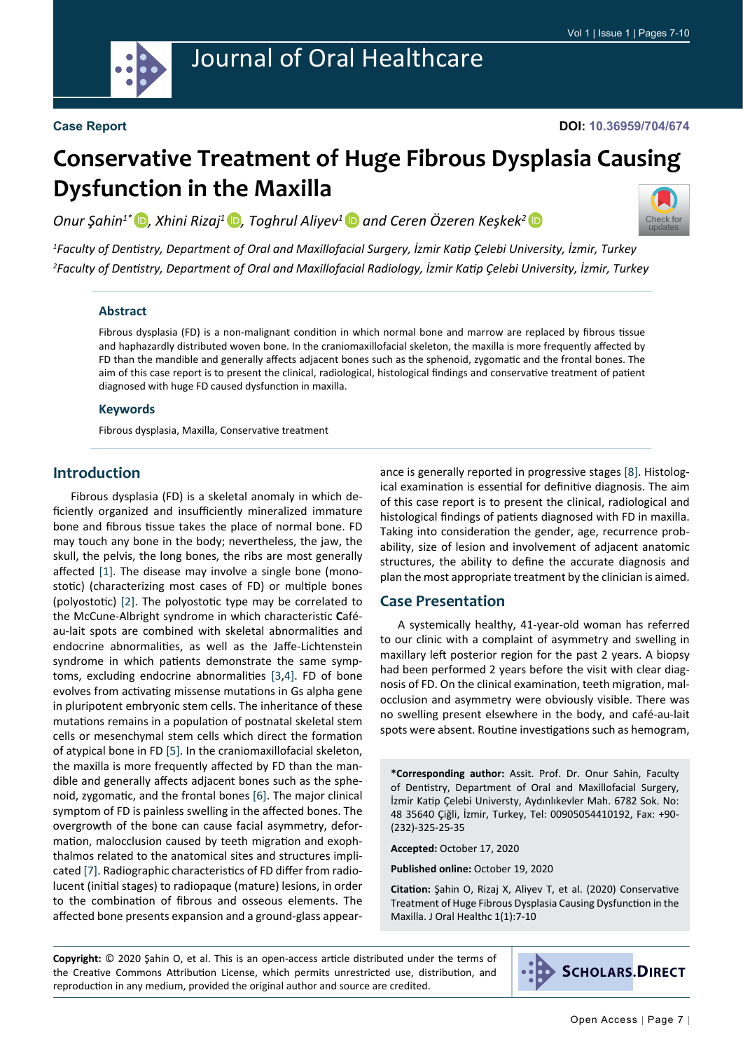Case Report

DOI: 10.36959/704/674

# Conservative Treatment of Huge Fibrous Dysplasia Causing Dysfunction in the Maxilla

*Onur Şahin[1*], Xhini Rizaj[1], Toghrul Aliyev[1] and Ceren Özeren Keşkek[2]*

*[1]Faculty of Dentistry, Department of Oral and Maxillofacial Surgery, İzmir Katip Çelebi University, İzmir, Turkey*
*[2]Faculty of Dentistry, Department of Oral and Maxillofacial Radiology, İzmir Katip Çelebi University, İzmir, Turkey*

### Abstract

Fibrous dysplasia (FD) is a non-malignant condition in which normal bone and marrow are replaced by fibrous tissue and haphazardly distributed woven bone. In the craniomaxillofacial skeleton, the maxilla is more frequently affected by FD than the mandible and generally affects adjacent bones such as the sphenoid, zygomatic and the frontal bones. The aim of this case report is to present the clinical, radiological, histological findings and conservative treatment of patient diagnosed with huge FD caused dysfunction in maxilla.

### Keywords

Fibrous dysplasia, Maxilla, Conservative treatment

## Introduction

Fibrous dysplasia (FD) is a skeletal anomaly in which deficiently organized and insufficiently mineralized immature bone and fibrous tissue takes the place of normal bone. FD may touch any bone in the body; nevertheless, the jaw, the skull, the pelvis, the long bones, the ribs are most generally affected [1]. The disease may involve a single bone (monostotic) (characterizing most cases of FD) or multiple bones (polyostotic) [2]. The polyostotic type may be correlated to the McCune-Albright syndrome in which characteristic **C**afé-au-lait spots are combined with skeletal abnormalities and endocrine abnormalities, as well as the Jaffe-Lichtenstein syndrome in which patients demonstrate the same symptoms, excluding endocrine abnormalities [3,4]. FD of bone evolves from activating missense mutations in Gs alpha gene in pluripotent embryonic stem cells. The inheritance of these mutations remains in a population of postnatal skeletal stem cells or mesenchymal stem cells which direct the formation of atypical bone in FD [5]. In the craniomaxillofacial skeleton, the maxilla is more frequently affected by FD than the mandible and generally affects adjacent bones such as the sphenoid, zygomatic, and the frontal bones [6]. The major clinical symptom of FD is painless swelling in the affected bones. The overgrowth of the bone can cause facial asymmetry, deformation, malocclusion caused by teeth migration and exophthalmos related to the anatomical sites and structures implicated [7]. Radiographic characteristics of FD differ from radiolucent (initial stages) to radiopaque (mature) lesions, in order to the combination of fibrous and osseous elements. The affected bone presents expansion and a ground-glass appearance is generally reported in progressive stages [8]. Histological examination is essential for definitive diagnosis. The aim of this case report is to present the clinical, radiological and histological findings of patients diagnosed with FD in maxilla. Taking into consideration the gender, age, recurrence probability, size of lesion and involvement of adjacent anatomic structures, the ability to define the accurate diagnosis and plan the most appropriate treatment by the clinician is aimed.

## Case Presentation

A systemically healthy, 41-year-old woman has referred to our clinic with a complaint of asymmetry and swelling in maxillary left posterior region for the past 2 years. A biopsy had been performed 2 years before the visit with clear diagnosis of FD. On the clinical examination, teeth migration, malocclusion and asymmetry were obviously visible. There was no swelling present elsewhere in the body, and café-au-lait spots were absent. Routine investigations such as hemogram,

**\*Corresponding author:** Assit. Prof. Dr. Onur Sahin, Faculty of Dentistry, Department of Oral and Maxillofacial Surgery, İzmir Katip Çelebi Universty, Aydınlıkevler Mah. 6782 Sok. No: 48 35640 Çiğli, İzmir, Turkey, Tel: 00905054410192, Fax: +90-(232)-325-25-35

**Accepted:** October 17, 2020

**Published online:** October 19, 2020

**Citation:** Şahin O, Rizaj X, Aliyev T, et al. (2020) Conservative Treatment of Huge Fibrous Dysplasia Causing Dysfunction in the Maxilla. J Oral Healthc 1(1):7-10

**Copyright:** © 2020 Şahin O, et al. This is an open-access article distributed under the terms of the Creative Commons Attribution License, which permits unrestricted use, distribution, and reproduction in any medium, provided the original author and source are credited.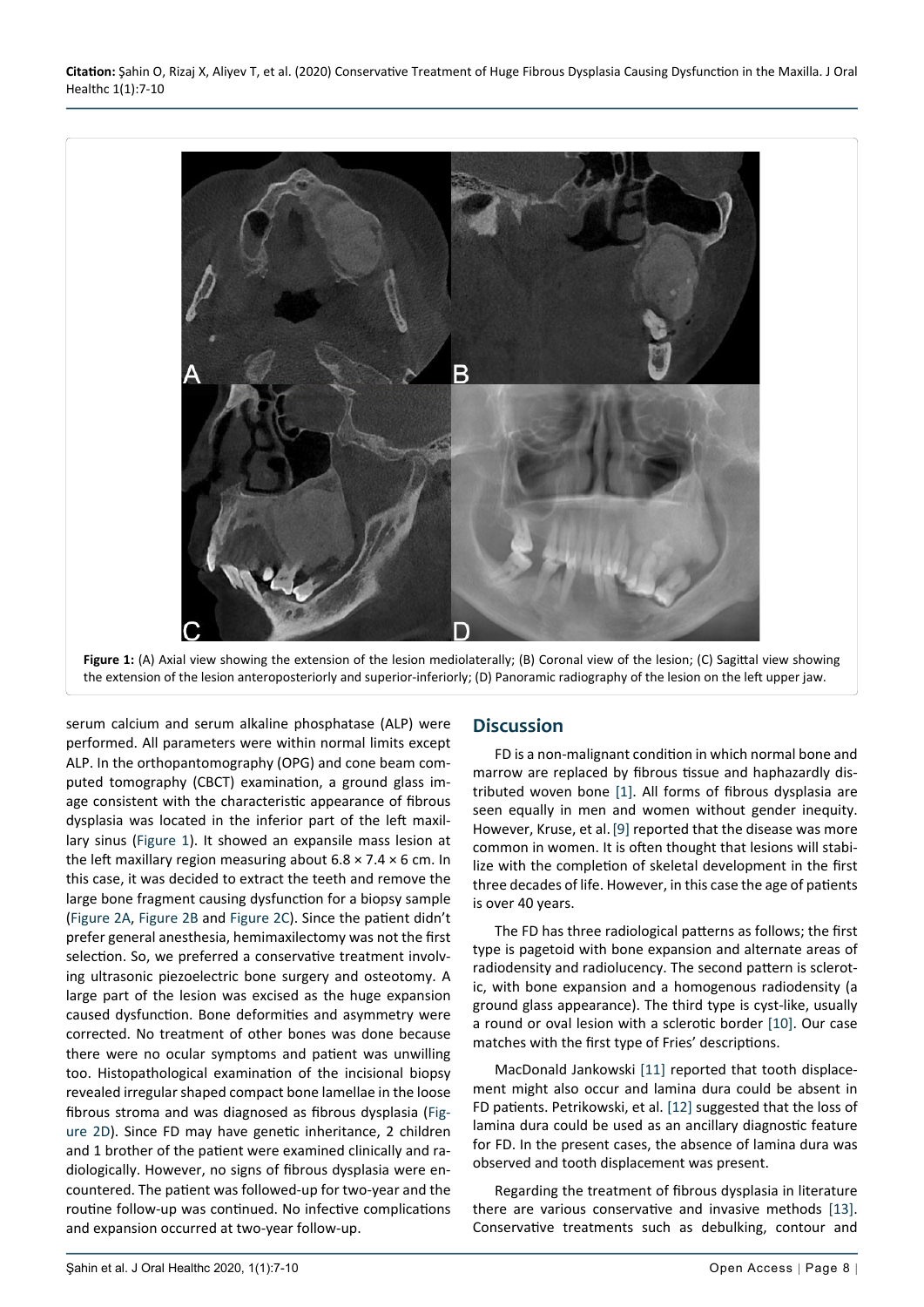**Figure 1:** (A) Axial view showing the extension of the lesion mediolaterally; (B) Coronal view of the lesion; (C) Sagittal view showing the extension of the lesion anteroposteriorly and superior-inferiorly; (D) Panoramic radiography of the lesion on the left upper jaw.

serum calcium and serum alkaline phosphatase (ALP) were performed. All parameters were within normal limits except ALP. In the orthopantomography (OPG) and cone beam computed tomography (CBCT) examination, a ground glass image consistent with the characteristic appearance of fibrous dysplasia was located in the inferior part of the left maxillary sinus (Figure 1). It showed an expansile mass lesion at the left maxillary region measuring about 6.8 × 7.4 × 6 cm. In this case, it was decided to extract the teeth and remove the large bone fragment causing dysfunction for a biopsy sample (Figure 2A, Figure 2B and Figure 2C). Since the patient didn't prefer general anesthesia, hemimaxilectomy was not the first selection. So, we preferred a conservative treatment involving ultrasonic piezoelectric bone surgery and osteotomy. A large part of the lesion was excised as the huge expansion caused dysfunction. Bone deformities and asymmetry were corrected. No treatment of other bones was done because there were no ocular symptoms and patient was unwilling too. Histopathological examination of the incisional biopsy revealed irregular shaped compact bone lamellae in the loose fibrous stroma and was diagnosed as fibrous dysplasia (Figure 2D). Since FD may have genetic inheritance, 2 children and 1 brother of the patient were examined clinically and radiologically. However, no signs of fibrous dysplasia were encountered. The patient was followed-up for two-year and the routine follow-up was continued. No infective complications and expansion occurred at two-year follow-up.

## Discussion

FD is a non-malignant condition in which normal bone and marrow are replaced by fibrous tissue and haphazardly distributed woven bone [1]. All forms of fibrous dysplasia are seen equally in men and women without gender inequity. However, Kruse, et al. [9] reported that the disease was more common in women. It is often thought that lesions will stabilize with the completion of skeletal development in the first three decades of life. However, in this case the age of patients is over 40 years.

The FD has three radiological patterns as follows; the first type is pagetoid with bone expansion and alternate areas of radiodensity and radiolucency. The second pattern is sclerotic, with bone expansion and a homogenous radiodensity (a ground glass appearance). The third type is cyst-like, usually a round or oval lesion with a sclerotic border [10]. Our case matches with the first type of Fries' descriptions.

MacDonald Jankowski [11] reported that tooth displacement might also occur and lamina dura could be absent in FD patients. Petrikowski, et al. [12] suggested that the loss of lamina dura could be used as an ancillary diagnostic feature for FD. In the present cases, the absence of lamina dura was observed and tooth displacement was present.

Regarding the treatment of fibrous dysplasia in literature there are various conservative and invasive methods [13]. Conservative treatments such as debulking, contour and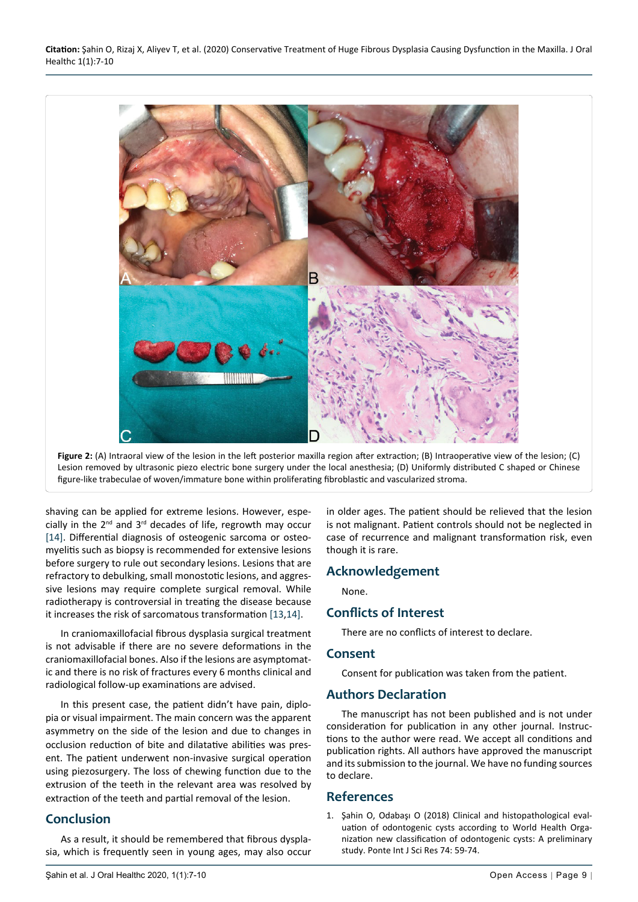Figure 2: (A) Intraoral view of the lesion in the left posterior maxilla region after extraction; (B) Intraoperative view of the lesion; (C) Lesion removed by ultrasonic piezo electric bone surgery under the local anesthesia; (D) Uniformly distributed C shaped or Chinese figure-like trabeculae of woven/immature bone within proliferating fibroblastic and vascularized stroma.

shaving can be applied for extreme lesions. However, especially in the 2nd and 3rd decades of life, regrowth may occur [14]. Differential diagnosis of osteogenic sarcoma or osteomyelitis such as biopsy is recommended for extensive lesions before surgery to rule out secondary lesions. Lesions that are refractory to debulking, small monostotic lesions, and aggressive lesions may require complete surgical removal. While radiotherapy is controversial in treating the disease because it increases the risk of sarcomatous transformation [13,14].

In craniomaxillofacial fibrous dysplasia surgical treatment is not advisable if there are no severe deformations in the craniomaxillofacial bones. Also if the lesions are asymptomatic and there is no risk of fractures every 6 months clinical and radiological follow-up examinations are advised.

In this present case, the patient didn't have pain, diplopia or visual impairment. The main concern was the apparent asymmetry on the side of the lesion and due to changes in occlusion reduction of bite and dilatative abilities was present. The patient underwent non-invasive surgical operation using piezosurgery. The loss of chewing function due to the extrusion of the teeth in the relevant area was resolved by extraction of the teeth and partial removal of the lesion.

## Conclusion

As a result, it should be remembered that fibrous dysplasia, which is frequently seen in young ages, may also occur in older ages. The patient should be relieved that the lesion is not malignant. Patient controls should not be neglected in case of recurrence and malignant transformation risk, even though it is rare.

## Acknowledgement

None.

## Conflicts of Interest

There are no conflicts of interest to declare.

## Consent

Consent for publication was taken from the patient.

## Authors Declaration

The manuscript has not been published and is not under consideration for publication in any other journal. Instructions to the author were read. We accept all conditions and publication rights. All authors have approved the manuscript and its submission to the journal. We have no funding sources to declare.

## References

1. Şahin O, Odabaşı O (2018) Clinical and histopathological evaluation of odontogenic cysts according to World Health Organization new classification of odontogenic cysts: A preliminary study. Ponte Int J Sci Res 74: 59-74.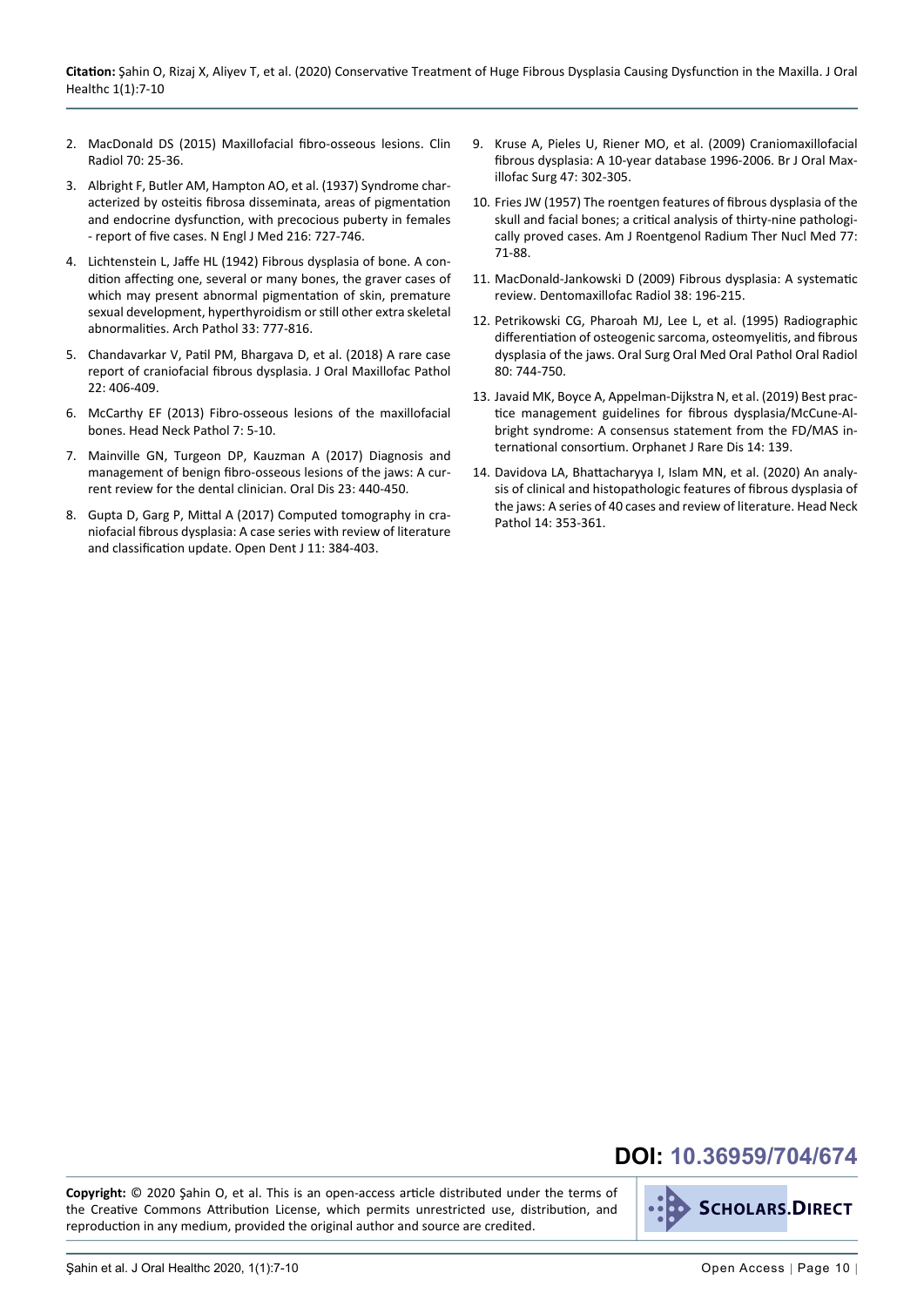2. MacDonald DS (2015) Maxillofacial fibro-osseous lesions. Clin Radiol 70: 25-36.
3. Albright F, Butler AM, Hampton AO, et al. (1937) Syndrome characterized by osteitis fibrosa disseminata, areas of pigmentation and endocrine dysfunction, with precocious puberty in females - report of five cases. N Engl J Med 216: 727-746.
4. Lichtenstein L, Jaffe HL (1942) Fibrous dysplasia of bone. A condition affecting one, several or many bones, the graver cases of which may present abnormal pigmentation of skin, premature sexual development, hyperthyroidism or still other extra skeletal abnormalities. Arch Pathol 33: 777-816.
5. Chandavarkar V, Patil PM, Bhargava D, et al. (2018) A rare case report of craniofacial fibrous dysplasia. J Oral Maxillofac Pathol 22: 406-409.
6. McCarthy EF (2013) Fibro-osseous lesions of the maxillofacial bones. Head Neck Pathol 7: 5-10.
7. Mainville GN, Turgeon DP, Kauzman A (2017) Diagnosis and management of benign fibro-osseous lesions of the jaws: A current review for the dental clinician. Oral Dis 23: 440-450.
8. Gupta D, Garg P, Mittal A (2017) Computed tomography in craniofacial fibrous dysplasia: A case series with review of literature and classification update. Open Dent J 11: 384-403.
9. Kruse A, Pieles U, Riener MO, et al. (2009) Craniomaxillofacial fibrous dysplasia: A 10-year database 1996-2006. Br J Oral Maxillofac Surg 47: 302-305.
10. Fries JW (1957) The roentgen features of fibrous dysplasia of the skull and facial bones; a critical analysis of thirty-nine pathologically proved cases. Am J Roentgenol Radium Ther Nucl Med 77: 71-88.
11. MacDonald-Jankowski D (2009) Fibrous dysplasia: A systematic review. Dentomaxillofac Radiol 38: 196-215.
12. Petrikowski CG, Pharoah MJ, Lee L, et al. (1995) Radiographic differentiation of osteogenic sarcoma, osteomyelitis, and fibrous dysplasia of the jaws. Oral Surg Oral Med Oral Pathol Oral Radiol 80: 744-750.
13. Javaid MK, Boyce A, Appelman-Dijkstra N, et al. (2019) Best practice management guidelines for fibrous dysplasia/McCune-Albright syndrome: A consensus statement from the FD/MAS international consortium. Orphanet J Rare Dis 14: 139.
14. Davidova LA, Bhattacharyya I, Islam MN, et al. (2020) An analysis of clinical and histopathologic features of fibrous dysplasia of the jaws: A series of 40 cases and review of literature. Head Neck Pathol 14: 353-361.

**DOI: 10.36959/704/674**

**Copyright:** © 2020 Şahin O, et al. This is an open-access article distributed under the terms of the Creative Commons Attribution License, which permits unrestricted use, distribution, and reproduction in any medium, provided the original author and source are credited.